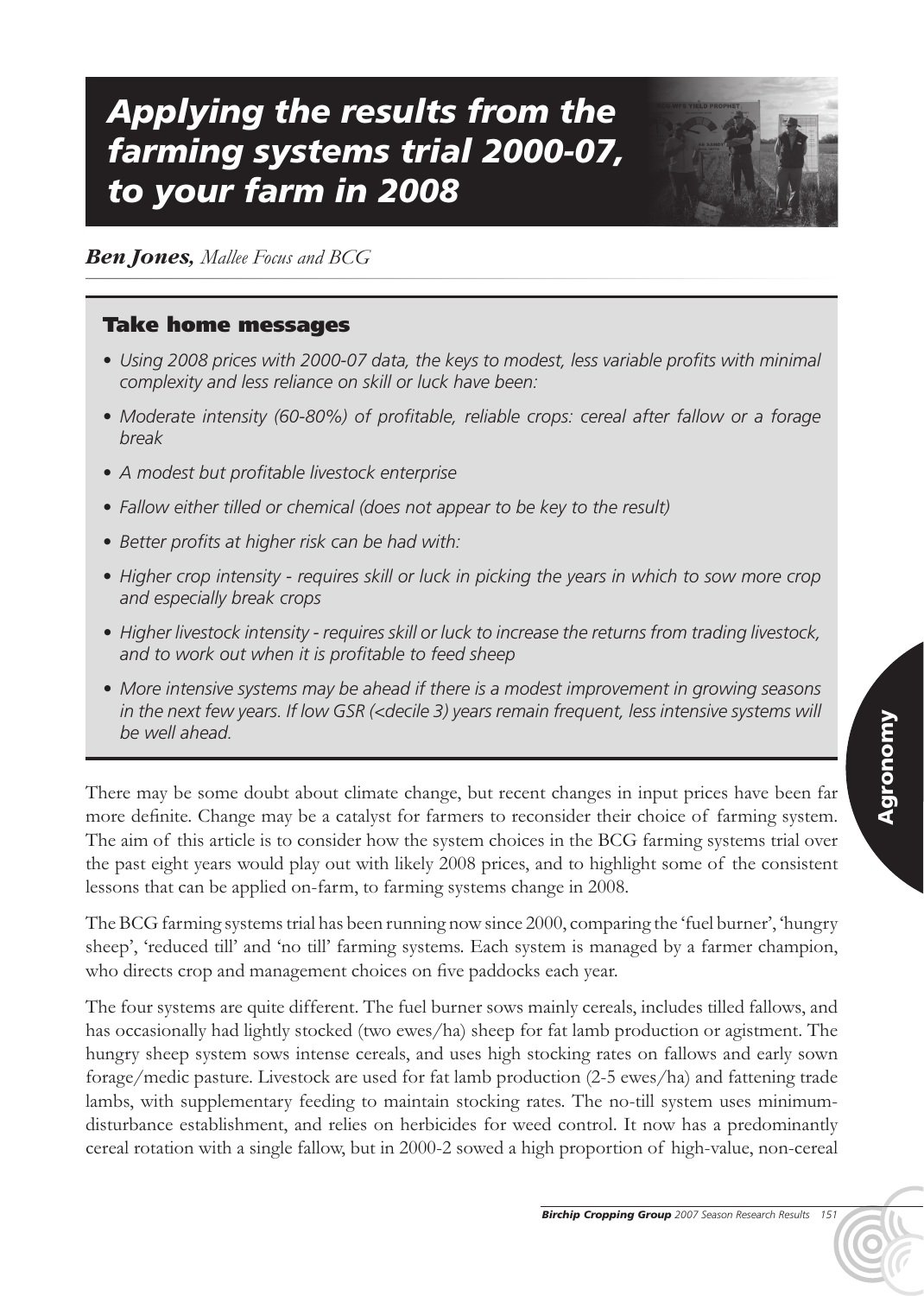# Applying the results from the farming systems trial 2000-07, to your farm in 2008

***Ben Jones**, Mallee Focus and BCG*

## Take home messages

- *Using 2008 prices with 2000-07 data, the keys to modest, less variable profits with minimal complexity and less reliance on skill or luck have been:*
- *Moderate intensity (60-80%) of profitable, reliable crops: cereal after fallow or a forage break*
- *A modest but profitable livestock enterprise*
- *Fallow either tilled or chemical (does not appear to be key to the result)*
- *Better profits at higher risk can be had with:*
- *Higher crop intensity - requires skill or luck in picking the years in which to sow more crop and especially break crops*
- *Higher livestock intensity - requires skill or luck to increase the returns from trading livestock, and to work out when it is profitable to feed sheep*
- *More intensive systems may be ahead if there is a modest improvement in growing seasons in the next few years. If low GSR (<decile 3) years remain frequent, less intensive systems will be well ahead.*

There may be some doubt about climate change, but recent changes in input prices have been far more definite. Change may be a catalyst for farmers to reconsider their choice of farming system. The aim of this article is to consider how the system choices in the BCG farming systems trial over the past eight years would play out with likely 2008 prices, and to highlight some of the consistent lessons that can be applied on-farm, to farming systems change in 2008.

The BCG farming systems trial has been running now since 2000, comparing the 'fuel burner', 'hungry sheep', 'reduced till' and 'no till' farming systems. Each system is managed by a farmer champion, who directs crop and management choices on five paddocks each year.

The four systems are quite different. The fuel burner sows mainly cereals, includes tilled fallows, and has occasionally had lightly stocked (two ewes/ha) sheep for fat lamb production or agistment. The hungry sheep system sows intense cereals, and uses high stocking rates on fallows and early sown forage/medic pasture. Livestock are used for fat lamb production (2-5 ewes/ha) and fattening trade lambs, with supplementary feeding to maintain stocking rates. The no-till system uses minimum-disturbance establishment, and relies on herbicides for weed control. It now has a predominantly cereal rotation with a single fallow, but in 2000-2 sowed a high proportion of high-value, non-cereal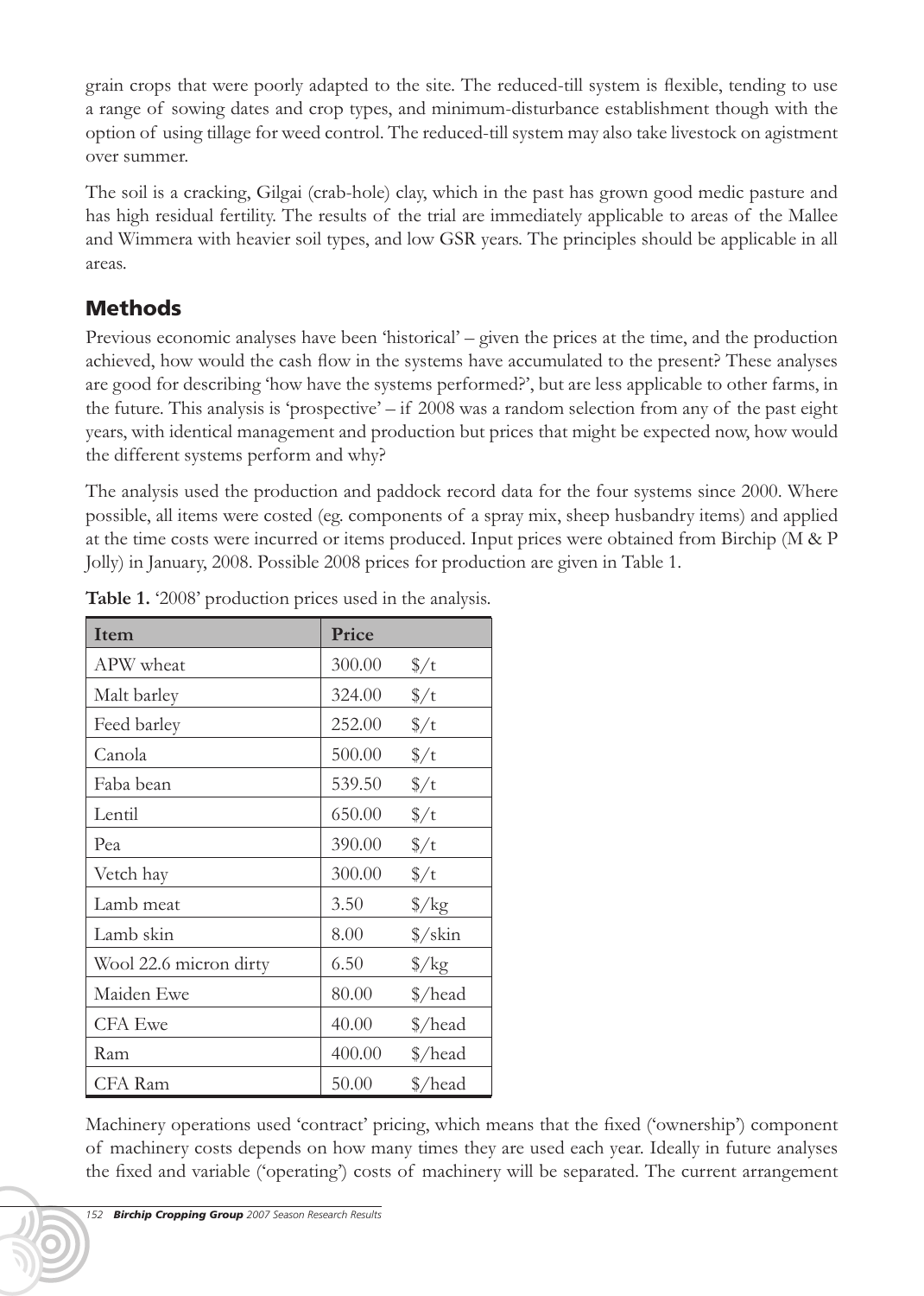grain crops that were poorly adapted to the site. The reduced-till system is flexible, tending to use a range of sowing dates and crop types, and minimum-disturbance establishment though with the option of using tillage for weed control. The reduced-till system may also take livestock on agistment over summer.

The soil is a cracking, Gilgai (crab-hole) clay, which in the past has grown good medic pasture and has high residual fertility. The results of the trial are immediately applicable to areas of the Mallee and Wimmera with heavier soil types, and low GSR years. The principles should be applicable in all areas.

## Methods

Previous economic analyses have been 'historical' – given the prices at the time, and the production achieved, how would the cash flow in the systems have accumulated to the present? These analyses are good for describing 'how have the systems performed?', but are less applicable to other farms, in the future. This analysis is 'prospective' – if 2008 was a random selection from any of the past eight years, with identical management and production but prices that might be expected now, how would the different systems perform and why?

The analysis used the production and paddock record data for the four systems since 2000. Where possible, all items were costed (eg. components of a spray mix, sheep husbandry items) and applied at the time costs were incurred or items produced. Input prices were obtained from Birchip (M & P Jolly) in January, 2008. Possible 2008 prices for production are given in Table 1.

**Table 1.** '2008' production prices used in the analysis.

| Item | Price | |
|---|---|---|
| APW wheat | 300.00 | $/t |
| Malt barley | 324.00 | $/t |
| Feed barley | 252.00 | $/t |
| Canola | 500.00 | $/t |
| Faba bean | 539.50 | $/t |
| Lentil | 650.00 | $/t |
| Pea | 390.00 | $/t |
| Vetch hay | 300.00 | $/t |
| Lamb meat | 3.50 | $/kg |
| Lamb skin | 8.00 | $/skin |
| Wool 22.6 micron dirty | 6.50 | $/kg |
| Maiden Ewe | 80.00 | $/head |
| CFA Ewe | 40.00 | $/head |
| Ram | 400.00 | $/head |
| CFA Ram | 50.00 | $/head |

Machinery operations used 'contract' pricing, which means that the fixed ('ownership') component of machinery costs depends on how many times they are used each year. Ideally in future analyses the fixed and variable ('operating') costs of machinery will be separated. The current arrangement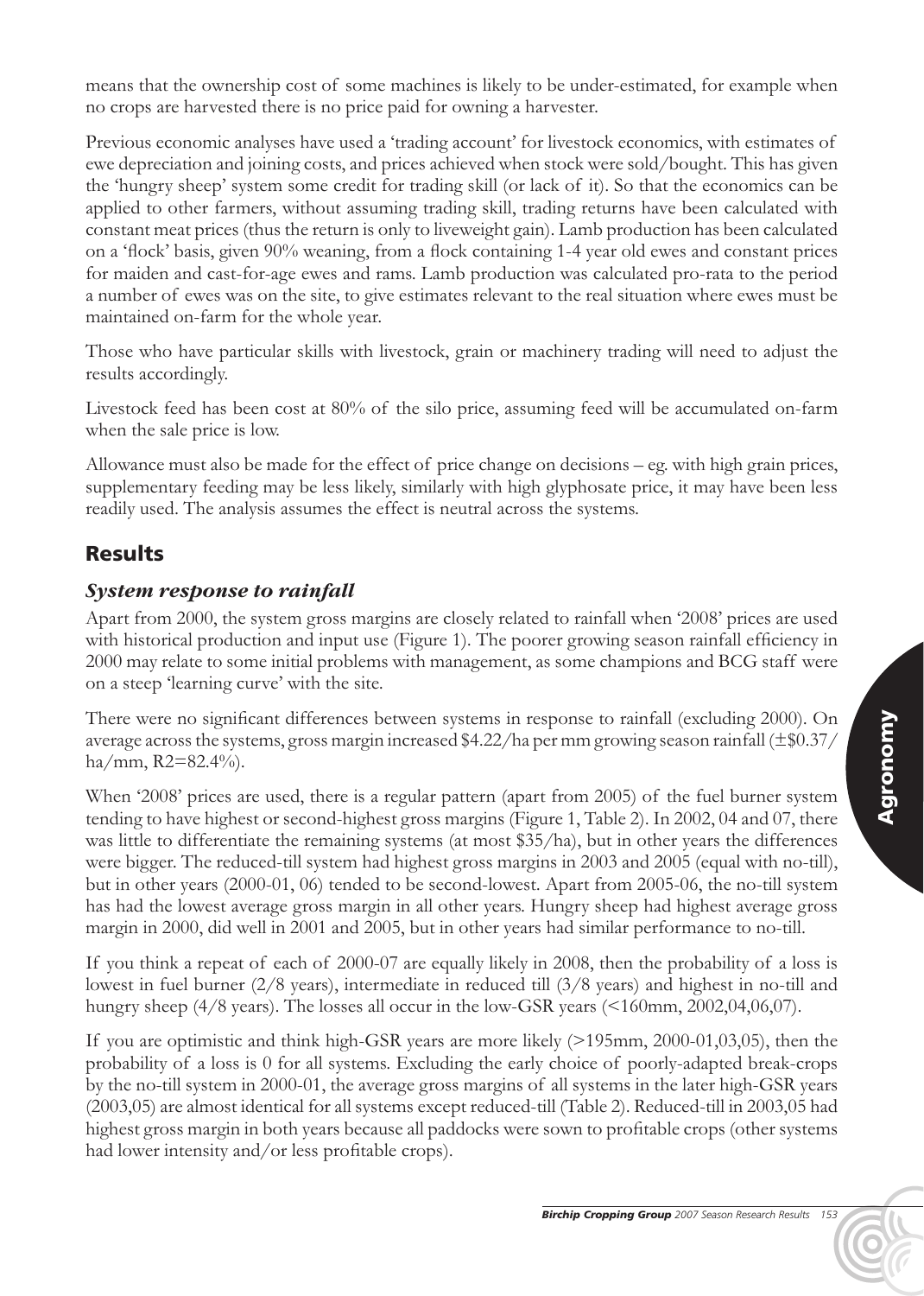means that the ownership cost of some machines is likely to be under-estimated, for example when no crops are harvested there is no price paid for owning a harvester.

Previous economic analyses have used a 'trading account' for livestock economics, with estimates of ewe depreciation and joining costs, and prices achieved when stock were sold/bought. This has given the 'hungry sheep' system some credit for trading skill (or lack of it). So that the economics can be applied to other farmers, without assuming trading skill, trading returns have been calculated with constant meat prices (thus the return is only to liveweight gain). Lamb production has been calculated on a 'flock' basis, given 90% weaning, from a flock containing 1-4 year old ewes and constant prices for maiden and cast-for-age ewes and rams. Lamb production was calculated pro-rata to the period a number of ewes was on the site, to give estimates relevant to the real situation where ewes must be maintained on-farm for the whole year.

Those who have particular skills with livestock, grain or machinery trading will need to adjust the results accordingly.

Livestock feed has been cost at 80% of the silo price, assuming feed will be accumulated on-farm when the sale price is low.

Allowance must also be made for the effect of price change on decisions – eg. with high grain prices, supplementary feeding may be less likely, similarly with high glyphosate price, it may have been less readily used. The analysis assumes the effect is neutral across the systems.

## Results

### *System response to rainfall*

Apart from 2000, the system gross margins are closely related to rainfall when '2008' prices are used with historical production and input use (Figure 1). The poorer growing season rainfall efficiency in 2000 may relate to some initial problems with management, as some champions and BCG staff were on a steep 'learning curve' with the site.

There were no significant differences between systems in response to rainfall (excluding 2000). On average across the systems, gross margin increased $4.22/ha per mm growing season rainfall (±$0.37/ha/mm, $R2$=82.4%).

When '2008' prices are used, there is a regular pattern (apart from 2005) of the fuel burner system tending to have highest or second-highest gross margins (Figure 1, Table 2). In 2002, 04 and 07, there was little to differentiate the remaining systems (at most $35/ha), but in other years the differences were bigger. The reduced-till system had highest gross margins in 2003 and 2005 (equal with no-till), but in other years (2000-01, 06) tended to be second-lowest. Apart from 2005-06, the no-till system has had the lowest average gross margin in all other years. Hungry sheep had highest average gross margin in 2000, did well in 2001 and 2005, but in other years had similar performance to no-till.

If you think a repeat of each of 2000-07 are equally likely in 2008, then the probability of a loss is lowest in fuel burner (2/8 years), intermediate in reduced till (3/8 years) and highest in no-till and hungry sheep (4/8 years). The losses all occur in the low-GSR years (<160mm, 2002,04,06,07).

If you are optimistic and think high-GSR years are more likely (>195mm, 2000-01,03,05), then the probability of a loss is 0 for all systems. Excluding the early choice of poorly-adapted break-crops by the no-till system in 2000-01, the average gross margins of all systems in the later high-GSR years (2003,05) are almost identical for all systems except reduced-till (Table 2). Reduced-till in 2003,05 had highest gross margin in both years because all paddocks were sown to profitable crops (other systems had lower intensity and/or less profitable crops).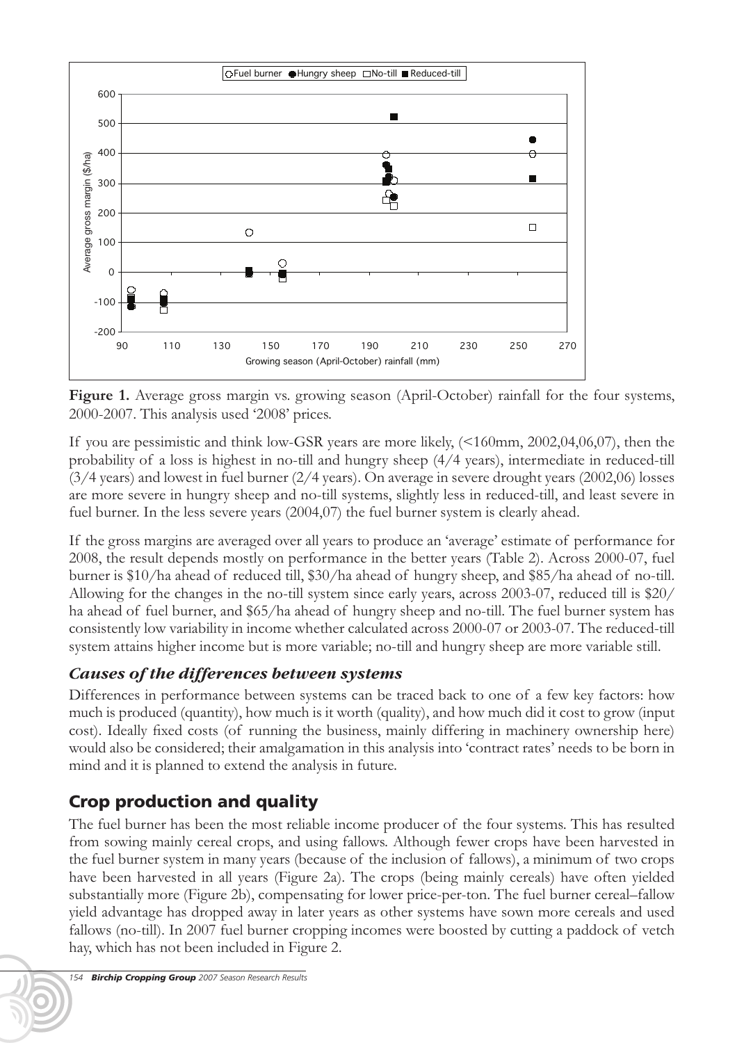**Figure 1.** Average gross margin vs. growing season (April-October) rainfall for the four systems, 2000-2007. This analysis used '2008' prices.

If you are pessimistic and think low-GSR years are more likely, (<160mm, 2002,04,06,07), then the probability of a loss is highest in no-till and hungry sheep (4/4 years), intermediate in reduced-till (3/4 years) and lowest in fuel burner (2/4 years). On average in severe drought years (2002,06) losses are more severe in hungry sheep and no-till systems, slightly less in reduced-till, and least severe in fuel burner. In the less severe years (2004,07) the fuel burner system is clearly ahead.

If the gross margins are averaged over all years to produce an 'average' estimate of performance for 2008, the result depends mostly on performance in the better years (Table 2). Across 2000-07, fuel burner is \$10/ha ahead of reduced till, \$30/ha ahead of hungry sheep, and \$85/ha ahead of no-till. Allowing for the changes in the no-till system since early years, across 2003-07, reduced till is \$20/ha ahead of fuel burner, and \$65/ha ahead of hungry sheep and no-till. The fuel burner system has consistently low variability in income whether calculated across 2000-07 or 2003-07. The reduced-till system attains higher income but is more variable; no-till and hungry sheep are more variable still.

### *Causes of the differences between systems*

Differences in performance between systems can be traced back to one of a few key factors: how much is produced (quantity), how much is it worth (quality), and how much did it cost to grow (input cost). Ideally fixed costs (of running the business, mainly differing in machinery ownership here) would also be considered; their amalgamation in this analysis into 'contract rates' needs to be born in mind and it is planned to extend the analysis in future.

## Crop production and quality

The fuel burner has been the most reliable income producer of the four systems. This has resulted from sowing mainly cereal crops, and using fallows. Although fewer crops have been harvested in the fuel burner system in many years (because of the inclusion of fallows), a minimum of two crops have been harvested in all years (Figure 2a). The crops (being mainly cereals) have often yielded substantially more (Figure 2b), compensating for lower price-per-ton. The fuel burner cereal–fallow yield advantage has dropped away in later years as other systems have sown more cereals and used fallows (no-till). In 2007 fuel burner cropping incomes were boosted by cutting a paddock of vetch hay, which has not been included in Figure 2.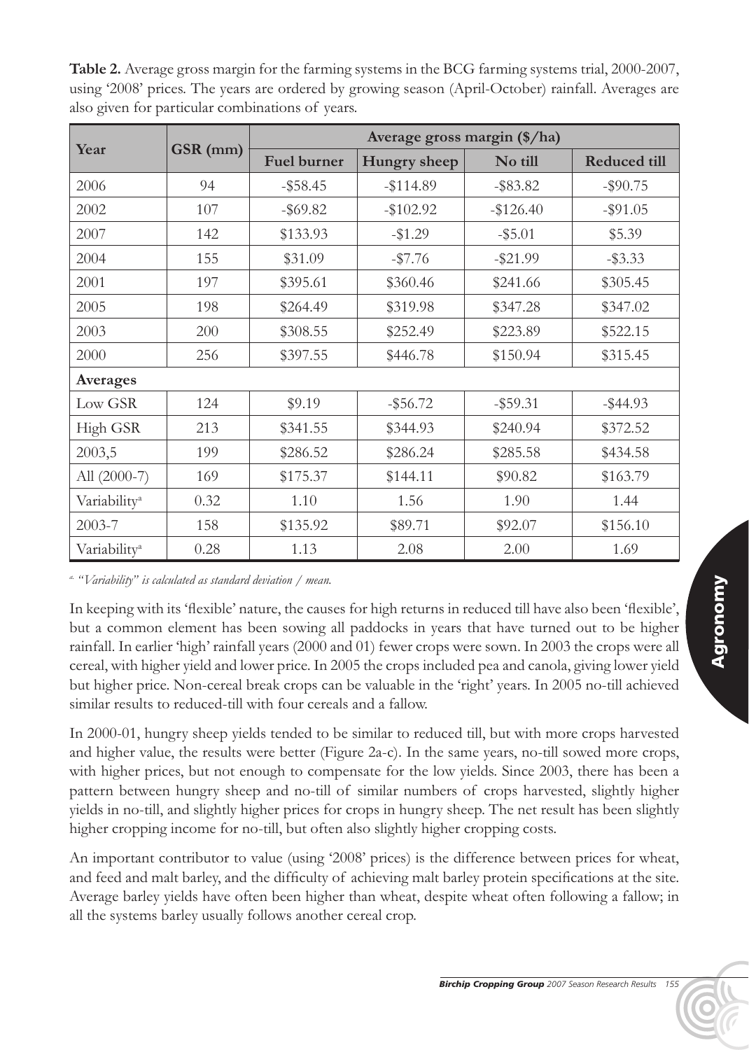**Table 2.** Average gross margin for the farming systems in the BCG farming systems trial, 2000-2007, using '2008' prices. The years are ordered by growing season (April-October) rainfall. Averages are also given for particular combinations of years.

| Year | GSR (mm) | Average gross margin ($/ha) | | | |
|---|---|---|---|---|---|
| | | Fuel burner | Hungry sheep | No till | Reduced till |
| 2006 | 94 | -$58.45 | -$114.89 | -$83.82 | -$90.75 |
| 2002 | 107 | -$69.82 | -$102.92 | -$126.40 | -$91.05 |
| 2007 | 142 | $133.93 | -$1.29 | -$5.01 | $5.39 |
| 2004 | 155 | $31.09 | -$7.76 | -$21.99 | -$3.33 |
| 2001 | 197 | $395.61 | $360.46 | $241.66 | $305.45 |
| 2005 | 198 | $264.49 | $319.98 | $347.28 | $347.02 |
| 2003 | 200 | $308.55 | $252.49 | $223.89 | $522.15 |
| 2000 | 256 | $397.55 | $446.78 | $150.94 | $315.45 |
| **Averages** | | | | | |
| Low GSR | 124 | $9.19 | -$56.72 | -$59.31 | -$44.93 |
| High GSR | 213 | $341.55 | $344.93 | $240.94 | $372.52 |
| 2003,5 | 199 | $286.52 | $286.24 | $285.58 | $434.58 |
| All (2000-7) | 169 | $175.37 | $144.11 | $90.82 | $163.79 |
| Variability[a] | 0.32 | 1.10 | 1.56 | 1.90 | 1.44 |
| 2003-7 | 158 | $135.92 | $89.71 | $92.07 | $156.10 |
| Variability[a] | 0.28 | 1.13 | 2.08 | 2.00 | 1.69 |

[a] *"Variability" is calculated as standard deviation / mean.*

In keeping with its 'flexible' nature, the causes for high returns in reduced till have also been 'flexible', but a common element has been sowing all paddocks in years that have turned out to be higher rainfall. In earlier 'high' rainfall years (2000 and 01) fewer crops were sown. In 2003 the crops were all cereal, with higher yield and lower price. In 2005 the crops included pea and canola, giving lower yield but higher price. Non-cereal break crops can be valuable in the 'right' years. In 2005 no-till achieved similar results to reduced-till with four cereals and a fallow.

In 2000-01, hungry sheep yields tended to be similar to reduced till, but with more crops harvested and higher value, the results were better (Figure 2a-c). In the same years, no-till sowed more crops, with higher prices, but not enough to compensate for the low yields. Since 2003, there has been a pattern between hungry sheep and no-till of similar numbers of crops harvested, slightly higher yields in no-till, and slightly higher prices for crops in hungry sheep. The net result has been slightly higher cropping income for no-till, but often also slightly higher cropping costs.

An important contributor to value (using '2008' prices) is the difference between prices for wheat, and feed and malt barley, and the difficulty of achieving malt barley protein specifications at the site. Average barley yields have often been higher than wheat, despite wheat often following a fallow; in all the systems barley usually follows another cereal crop.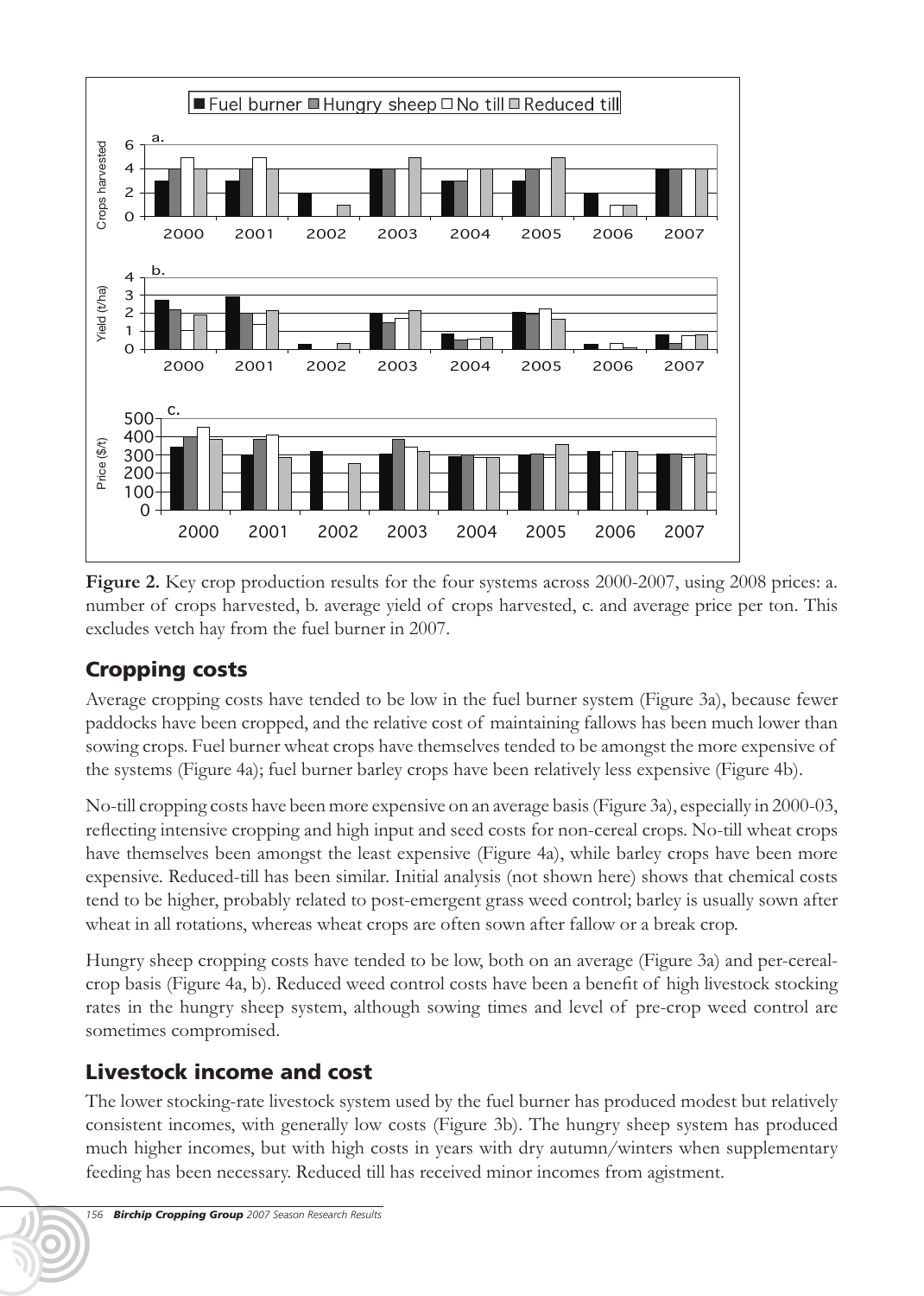**Figure 2.** Key crop production results for the four systems across 2000-2007, using 2008 prices: a. number of crops harvested, b. average yield of crops harvested, c. and average price per ton. This excludes vetch hay from the fuel burner in 2007.

## Cropping costs

Average cropping costs have tended to be low in the fuel burner system (Figure 3a), because fewer paddocks have been cropped, and the relative cost of maintaining fallows has been much lower than sowing crops. Fuel burner wheat crops have themselves tended to be amongst the more expensive of the systems (Figure 4a); fuel burner barley crops have been relatively less expensive (Figure 4b).

No-till cropping costs have been more expensive on an average basis (Figure 3a), especially in 2000-03, reflecting intensive cropping and high input and seed costs for non-cereal crops. No-till wheat crops have themselves been amongst the least expensive (Figure 4a), while barley crops have been more expensive. Reduced-till has been similar. Initial analysis (not shown here) shows that chemical costs tend to be higher, probably related to post-emergent grass weed control; barley is usually sown after wheat in all rotations, whereas wheat crops are often sown after fallow or a break crop.

Hungry sheep cropping costs have tended to be low, both on an average (Figure 3a) and per-cereal-crop basis (Figure 4a, b). Reduced weed control costs have been a benefit of high livestock stocking rates in the hungry sheep system, although sowing times and level of pre-crop weed control are sometimes compromised.

## Livestock income and cost

The lower stocking-rate livestock system used by the fuel burner has produced modest but relatively consistent incomes, with generally low costs (Figure 3b). The hungry sheep system has produced much higher incomes, but with high costs in years with dry autumn/winters when supplementary feeding has been necessary. Reduced till has received minor incomes from agistment.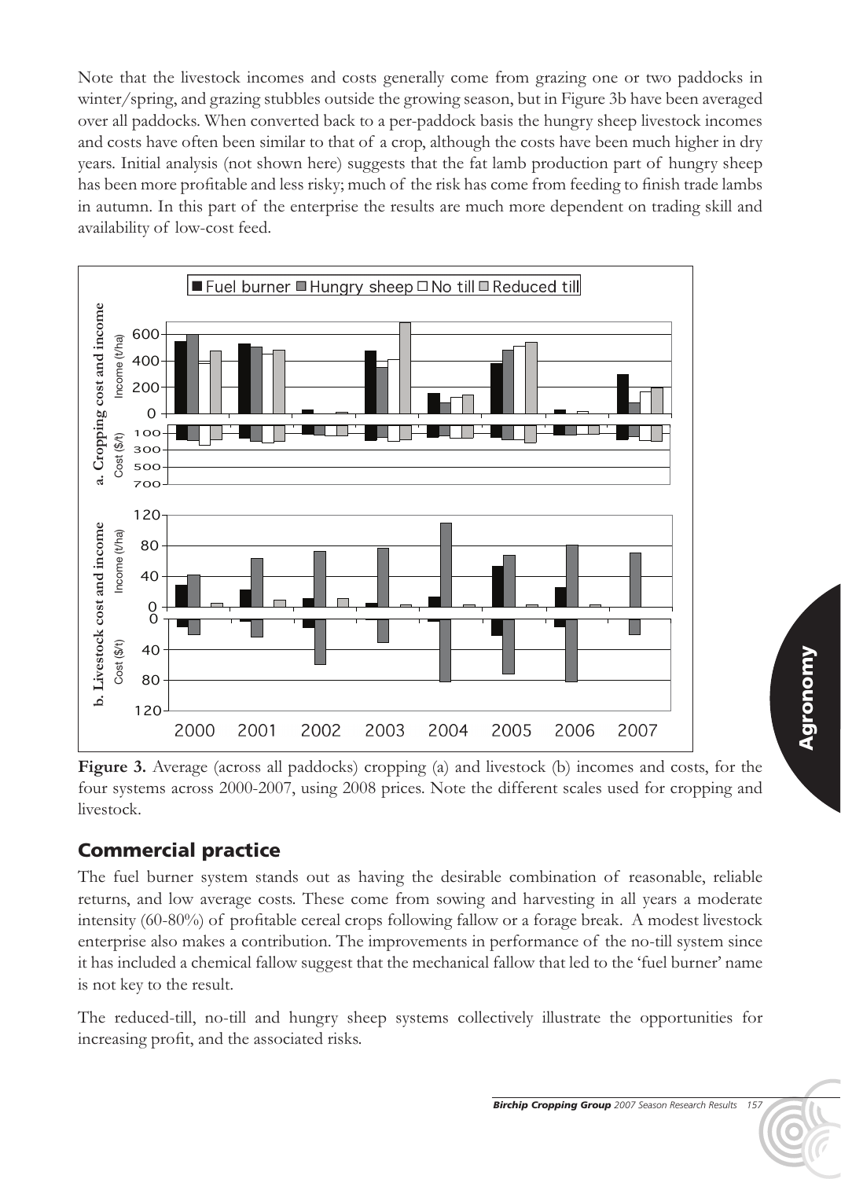Note that the livestock incomes and costs generally come from grazing one or two paddocks in winter/spring, and grazing stubbles outside the growing season, but in Figure 3b have been averaged over all paddocks. When converted back to a per-paddock basis the hungry sheep livestock incomes and costs have often been similar to that of a crop, although the costs have been much higher in dry years. Initial analysis (not shown here) suggests that the fat lamb production part of hungry sheep has been more profitable and less risky; much of the risk has come from feeding to finish trade lambs in autumn. In this part of the enterprise the results are much more dependent on trading skill and availability of low-cost feed.

**Figure 3.** Average (across all paddocks) cropping (a) and livestock (b) incomes and costs, for the four systems across 2000-2007, using 2008 prices. Note the different scales used for cropping and livestock.

## Commercial practice

The fuel burner system stands out as having the desirable combination of reasonable, reliable returns, and low average costs. These come from sowing and harvesting in all years a moderate intensity (60-80%) of profitable cereal crops following fallow or a forage break. A modest livestock enterprise also makes a contribution. The improvements in performance of the no-till system since it has included a chemical fallow suggest that the mechanical fallow that led to the 'fuel burner' name is not key to the result.

The reduced-till, no-till and hungry sheep systems collectively illustrate the opportunities for increasing profit, and the associated risks.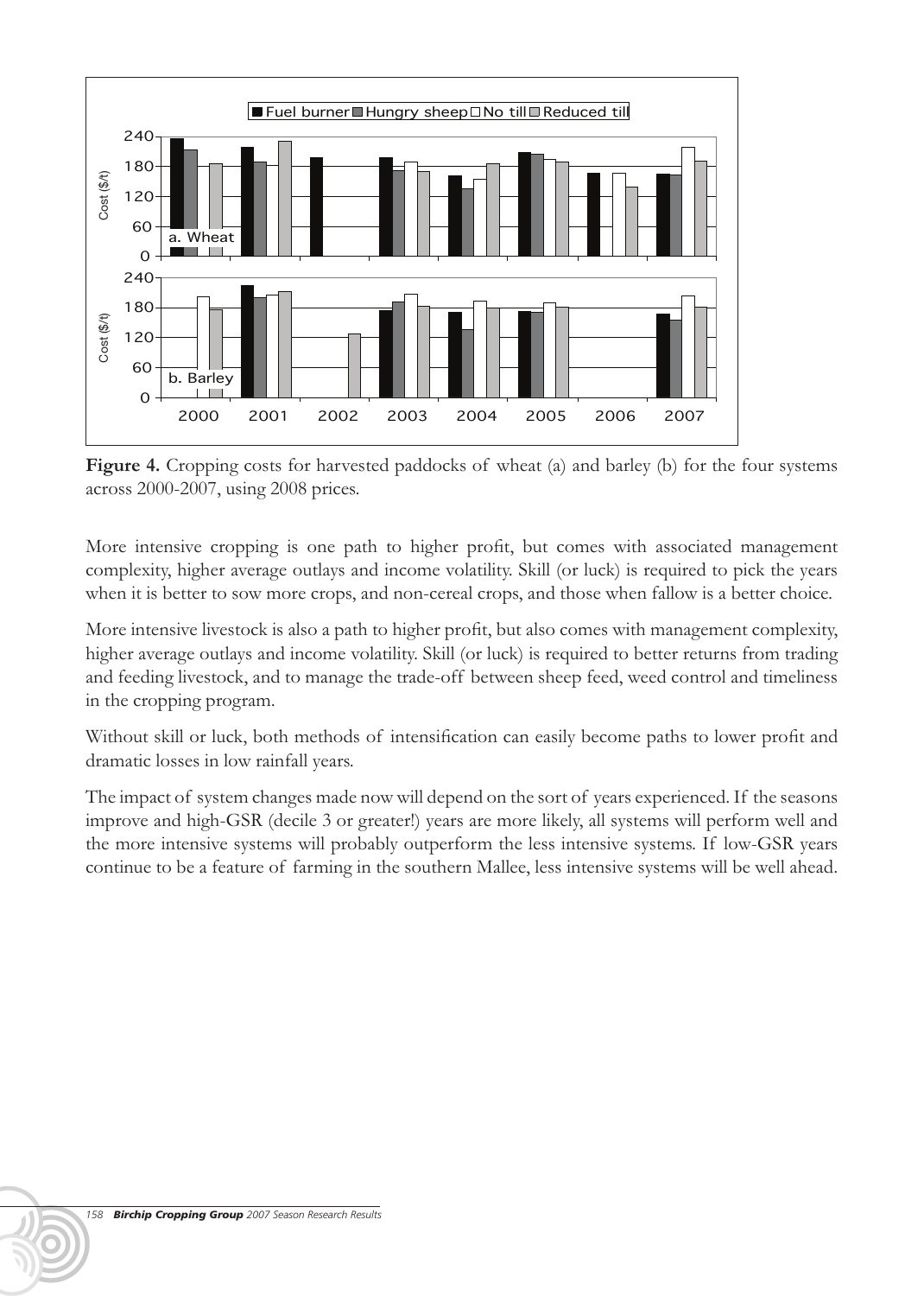Fuel burner Hungry sheep No till Reduced till

240
180
120
60
0
Cost ($/t)
a. Wheat

240
180
120
60
0
Cost ($/t)
b. Barley

2000 2001 2002 2003 2004 2005 2006 2007

**Figure 4.** Cropping costs for harvested paddocks of wheat (a) and barley (b) for the four systems across 2000-2007, using 2008 prices.

More intensive cropping is one path to higher profit, but comes with associated management complexity, higher average outlays and income volatility. Skill (or luck) is required to pick the years when it is better to sow more crops, and non-cereal crops, and those when fallow is a better choice.

More intensive livestock is also a path to higher profit, but also comes with management complexity, higher average outlays and income volatility. Skill (or luck) is required to better returns from trading and feeding livestock, and to manage the trade-off between sheep feed, weed control and timeliness in the cropping program.

Without skill or luck, both methods of intensification can easily become paths to lower profit and dramatic losses in low rainfall years.

The impact of system changes made now will depend on the sort of years experienced. If the seasons improve and high-GSR (decile 3 or greater!) years are more likely, all systems will perform well and the more intensive systems will probably outperform the less intensive systems. If low-GSR years continue to be a feature of farming in the southern Mallee, less intensive systems will be well ahead.